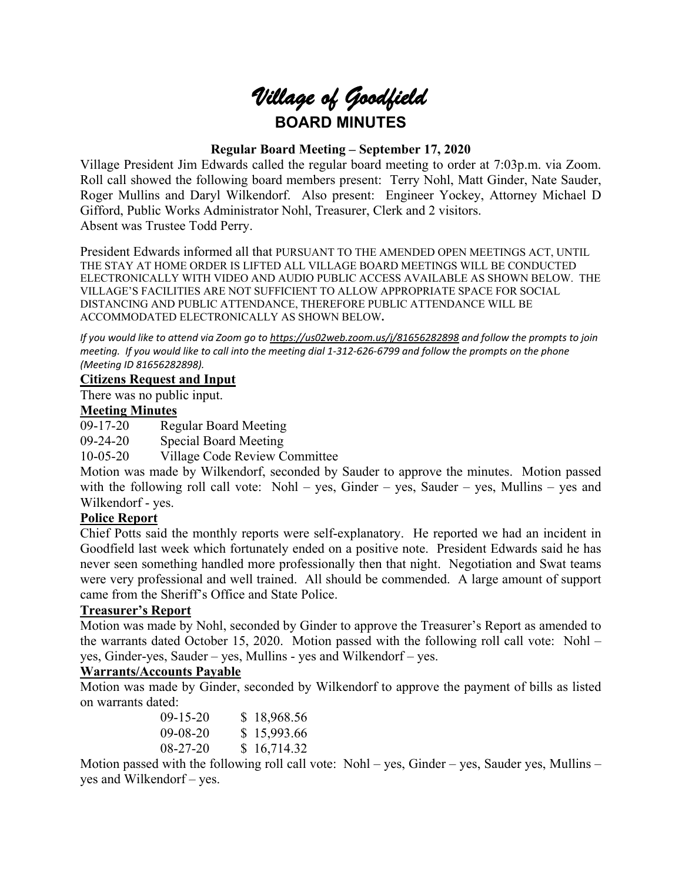# *Village of Goodfield*

## BOARD MINUTES

### Regular Board Meeting – September 17, 2020

Village President Jim Edwards called the regular board meeting to order at 7:03p.m. via Zoom. Roll call showed the following board members present: Terry Nohl, Matt Ginder, Nate Sauder, Roger Mullins and Daryl Wilkendorf. Also present: Engineer Yockey, Attorney Michael D Gifford, Public Works Administrator Nohl, Treasurer, Clerk and 2 visitors. Absent was Trustee Todd Perry.

President Edwards informed all that PURSUANT TO THE AMENDED OPEN MEETINGS ACT, UNTIL THE STAY AT HOME ORDER IS LIFTED ALL VILLAGE BOARD MEETINGS WILL BE CONDUCTED ELECTRONICALLY WITH VIDEO AND AUDIO PUBLIC ACCESS AVAILABLE AS SHOWN BELOW. THE VILLAGE'S FACILITIES ARE NOT SUFFICIENT TO ALLOW APPROPRIATE SPACE FOR SOCIAL DISTANCING AND PUBLIC ATTENDANCE, THEREFORE PUBLIC ATTENDANCE WILL BE ACCOMMODATED ELECTRONICALLY AS SHOWN BELOW.

*If you would like to attend via Zoom go to https://us02web.zoom.us/j/81656282898 and follow the prompts to join meeting. If you would like to call into the meeting dial 1-312-626-6799 and follow the prompts on the phone (Meeting ID 81656282898).*

**Citizens Request and Input**

There was no public input.

**Meeting Minutes**

09-17-20 Regular Board Meeting
09-24-20 Special Board Meeting
10-05-20 Village Code Review Committee

Motion was made by Wilkendorf, seconded by Sauder to approve the minutes. Motion passed with the following roll call vote: Nohl – yes, Ginder – yes, Sauder – yes, Mullins – yes and Wilkendorf - yes.

**Police Report**

Chief Potts said the monthly reports were self-explanatory. He reported we had an incident in Goodfield last week which fortunately ended on a positive note. President Edwards said he has never seen something handled more professionally then that night. Negotiation and Swat teams were very professional and well trained. All should be commended. A large amount of support came from the Sheriff's Office and State Police.

**Treasurer's Report**

Motion was made by Nohl, seconded by Ginder to approve the Treasurer's Report as amended to the warrants dated October 15, 2020. Motion passed with the following roll call vote: Nohl – yes, Ginder-yes, Sauder – yes, Mullins - yes and Wilkendorf – yes.

**Warrants/Accounts Payable**

Motion was made by Ginder, seconded by Wilkendorf to approve the payment of bills as listed on warrants dated:

09-15-20 $ 18,968.56
09-08-20 $ 15,993.66
08-27-20 $ 16,714.32

Motion passed with the following roll call vote: Nohl – yes, Ginder – yes, Sauder yes, Mullins – yes and Wilkendorf – yes.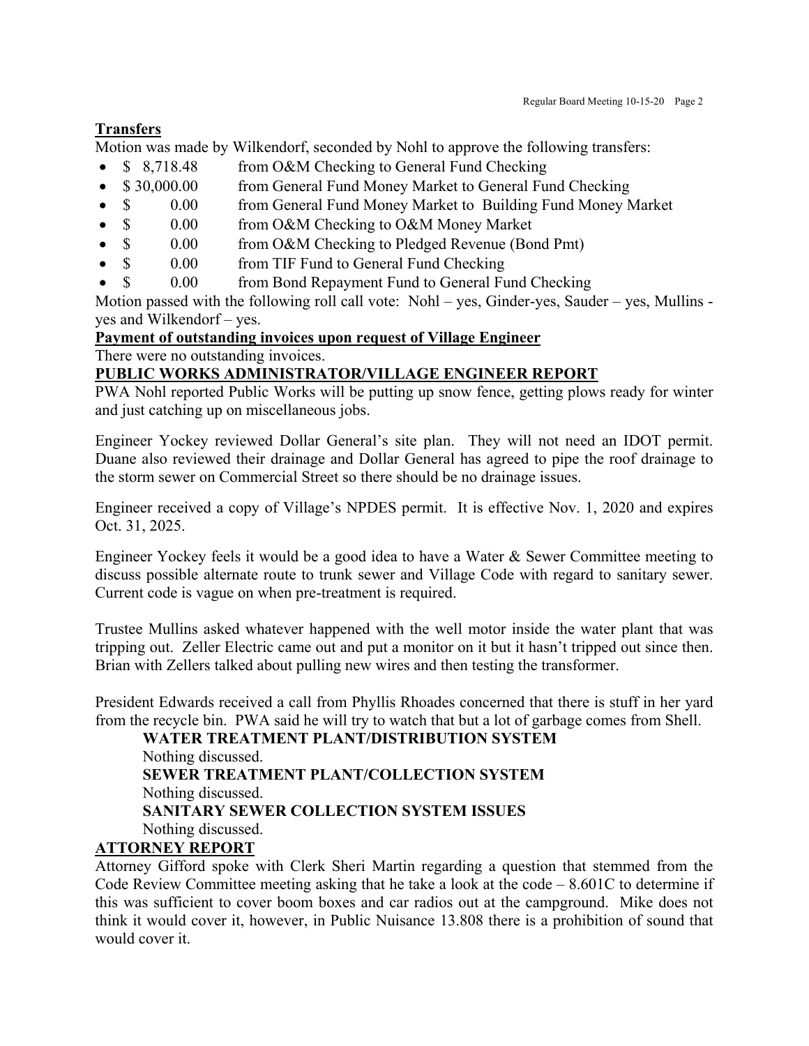**Transfers**

Motion was made by Wilkendorf, seconded by Nohl to approve the following transfers:

- $ 8,718.48 from O&M Checking to General Fund Checking
- $ 30,000.00 from General Fund Money Market to General Fund Checking
- $ 0.00 from General Fund Money Market to Building Fund Money Market
- $ 0.00 from O&M Checking to O&M Money Market
- $ 0.00 from O&M Checking to Pledged Revenue (Bond Pmt)
- $ 0.00 from TIF Fund to General Fund Checking
- $ 0.00 from Bond Repayment Fund to General Fund Checking

Motion passed with the following roll call vote: Nohl – yes, Ginder-yes, Sauder – yes, Mullins - yes and Wilkendorf – yes.

**Payment of outstanding invoices upon request of Village Engineer**

There were no outstanding invoices.

**PUBLIC WORKS ADMINISTRATOR/VILLAGE ENGINEER REPORT**

PWA Nohl reported Public Works will be putting up snow fence, getting plows ready for winter and just catching up on miscellaneous jobs.

Engineer Yockey reviewed Dollar General's site plan. They will not need an IDOT permit. Duane also reviewed their drainage and Dollar General has agreed to pipe the roof drainage to the storm sewer on Commercial Street so there should be no drainage issues.

Engineer received a copy of Village's NPDES permit. It is effective Nov. 1, 2020 and expires Oct. 31, 2025.

Engineer Yockey feels it would be a good idea to have a Water & Sewer Committee meeting to discuss possible alternate route to trunk sewer and Village Code with regard to sanitary sewer. Current code is vague on when pre-treatment is required.

Trustee Mullins asked whatever happened with the well motor inside the water plant that was tripping out. Zeller Electric came out and put a monitor on it but it hasn't tripped out since then. Brian with Zellers talked about pulling new wires and then testing the transformer.

President Edwards received a call from Phyllis Rhoades concerned that there is stuff in her yard from the recycle bin. PWA said he will try to watch that but a lot of garbage comes from Shell.

**WATER TREATMENT PLANT/DISTRIBUTION SYSTEM**

Nothing discussed.

**SEWER TREATMENT PLANT/COLLECTION SYSTEM**

Nothing discussed.

**SANITARY SEWER COLLECTION SYSTEM ISSUES**

Nothing discussed.

**ATTORNEY REPORT**

Attorney Gifford spoke with Clerk Sheri Martin regarding a question that stemmed from the Code Review Committee meeting asking that he take a look at the code – 8.601C to determine if this was sufficient to cover boom boxes and car radios out at the campground. Mike does not think it would cover it, however, in Public Nuisance 13.808 there is a prohibition of sound that would cover it.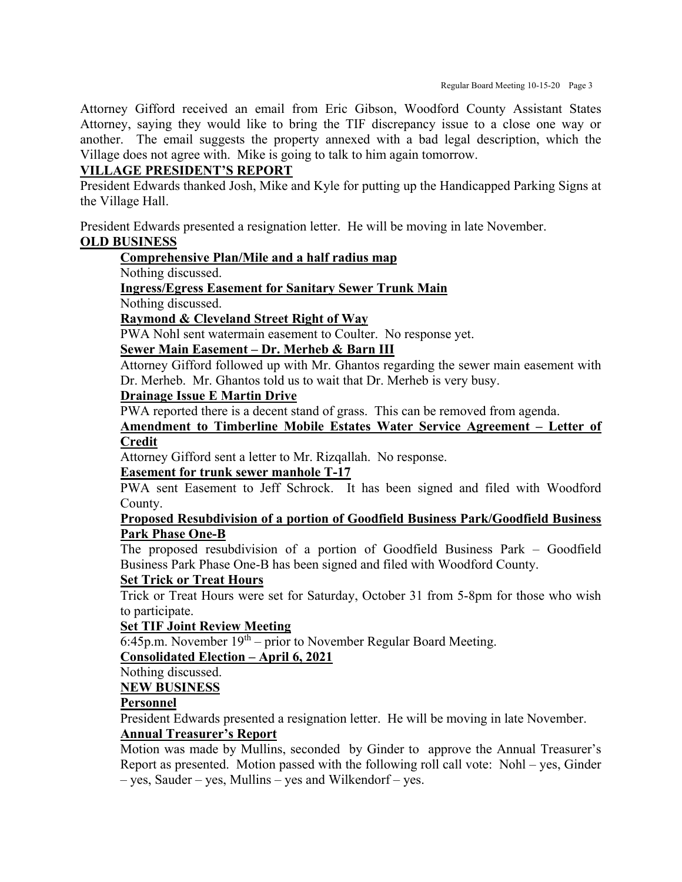Attorney Gifford received an email from Eric Gibson, Woodford County Assistant States Attorney, saying they would like to bring the TIF discrepancy issue to a close one way or another. The email suggests the property annexed with a bad legal description, which the Village does not agree with. Mike is going to talk to him again tomorrow.

**VILLAGE PRESIDENT'S REPORT**

President Edwards thanked Josh, Mike and Kyle for putting up the Handicapped Parking Signs at the Village Hall.

President Edwards presented a resignation letter. He will be moving in late November.

**OLD BUSINESS**

**Comprehensive Plan/Mile and a half radius map**

Nothing discussed.

**Ingress/Egress Easement for Sanitary Sewer Trunk Main**

Nothing discussed.

**Raymond & Cleveland Street Right of Way**

PWA Nohl sent watermain easement to Coulter. No response yet.

**Sewer Main Easement – Dr. Merheb & Barn III**

Attorney Gifford followed up with Mr. Ghantos regarding the sewer main easement with Dr. Merheb. Mr. Ghantos told us to wait that Dr. Merheb is very busy.

**Drainage Issue E Martin Drive**

PWA reported there is a decent stand of grass. This can be removed from agenda.

**Amendment to Timberline Mobile Estates Water Service Agreement – Letter of Credit**

Attorney Gifford sent a letter to Mr. Rizqallah. No response.

**Easement for trunk sewer manhole T-17**

PWA sent Easement to Jeff Schrock. It has been signed and filed with Woodford County.

**Proposed Resubdivision of a portion of Goodfield Business Park/Goodfield Business Park Phase One-B**

The proposed resubdivision of a portion of Goodfield Business Park – Goodfield Business Park Phase One-B has been signed and filed with Woodford County.

**Set Trick or Treat Hours**

Trick or Treat Hours were set for Saturday, October 31 from 5-8pm for those who wish to participate.

**Set TIF Joint Review Meeting**

6:45p.m. November 19th – prior to November Regular Board Meeting.

**Consolidated Election – April 6, 2021**

Nothing discussed.

**NEW BUSINESS**

**Personnel**

President Edwards presented a resignation letter. He will be moving in late November.

**Annual Treasurer's Report**

Motion was made by Mullins, seconded by Ginder to approve the Annual Treasurer's Report as presented. Motion passed with the following roll call vote: Nohl – yes, Ginder – yes, Sauder – yes, Mullins – yes and Wilkendorf – yes.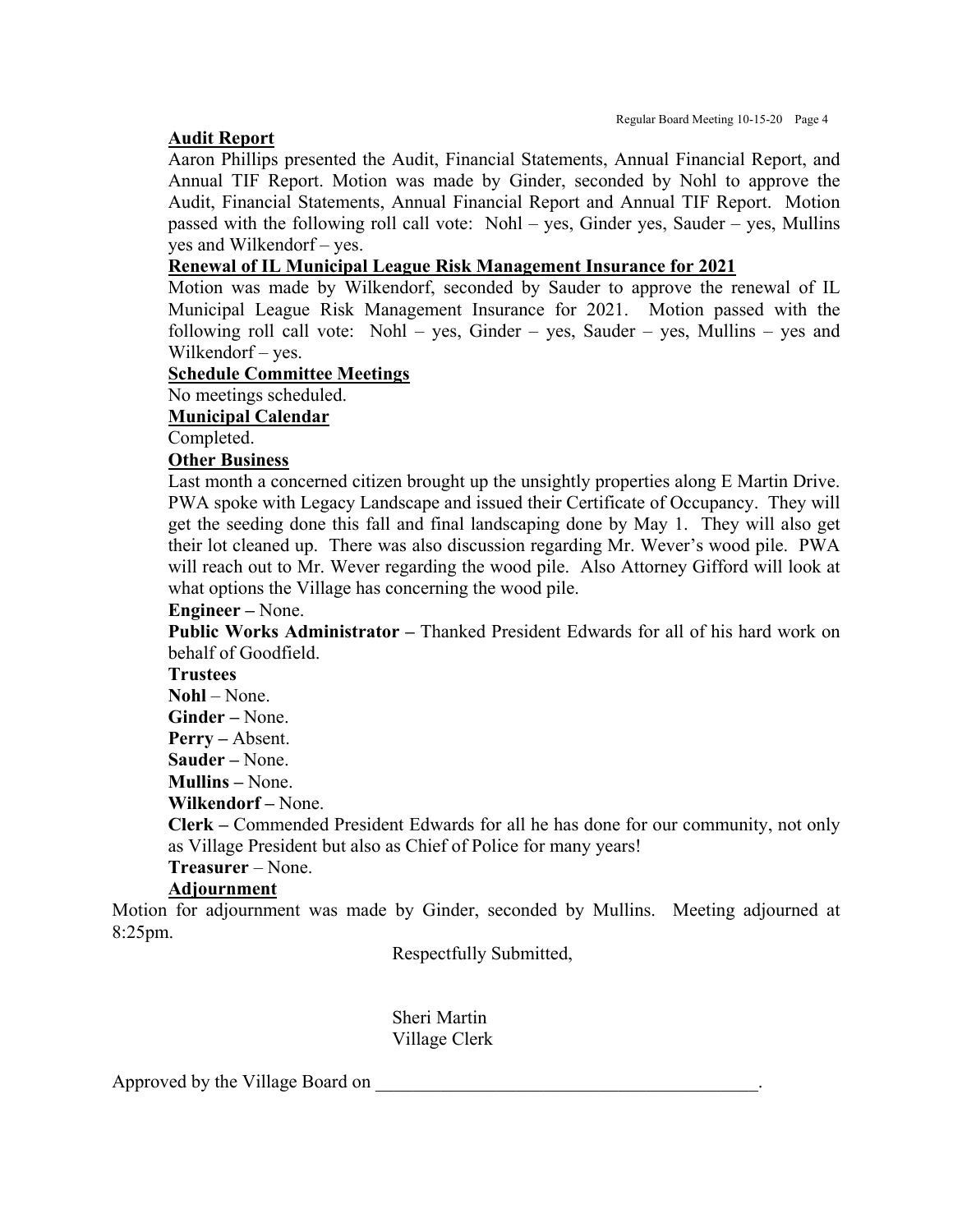**Audit Report**

Aaron Phillips presented the Audit, Financial Statements, Annual Financial Report, and Annual TIF Report. Motion was made by Ginder, seconded by Nohl to approve the Audit, Financial Statements, Annual Financial Report and Annual TIF Report. Motion passed with the following roll call vote: Nohl – yes, Ginder yes, Sauder – yes, Mullins yes and Wilkendorf – yes.

**Renewal of IL Municipal League Risk Management Insurance for 2021**

Motion was made by Wilkendorf, seconded by Sauder to approve the renewal of IL Municipal League Risk Management Insurance for 2021. Motion passed with the following roll call vote: Nohl – yes, Ginder – yes, Sauder – yes, Mullins – yes and Wilkendorf – yes.

**Schedule Committee Meetings**

No meetings scheduled.

**Municipal Calendar**

Completed.

**Other Business**

Last month a concerned citizen brought up the unsightly properties along E Martin Drive. PWA spoke with Legacy Landscape and issued their Certificate of Occupancy. They will get the seeding done this fall and final landscaping done by May 1. They will also get their lot cleaned up. There was also discussion regarding Mr. Wever's wood pile. PWA will reach out to Mr. Wever regarding the wood pile. Also Attorney Gifford will look at what options the Village has concerning the wood pile.

**Engineer –** None.

**Public Works Administrator –** Thanked President Edwards for all of his hard work on behalf of Goodfield.

**Trustees**

**Nohl** – None.

**Ginder –** None.

**Perry –** Absent.

**Sauder –** None.

**Mullins –** None.

**Wilkendorf –** None.

**Clerk –** Commended President Edwards for all he has done for our community, not only as Village President but also as Chief of Police for many years!

**Treasurer** – None.

**Adjournment**

Motion for adjournment was made by Ginder, seconded by Mullins. Meeting adjourned at 8:25pm.

Respectfully Submitted,

Sheri Martin
Village Clerk

Approved by the Village Board on \_\_\_\_\_\_\_\_\_\_\_\_\_\_\_\_\_\_\_\_\_\_\_\_\_\_\_\_\_\_\_\_\_\_\_\_\_\_\_\_\_.